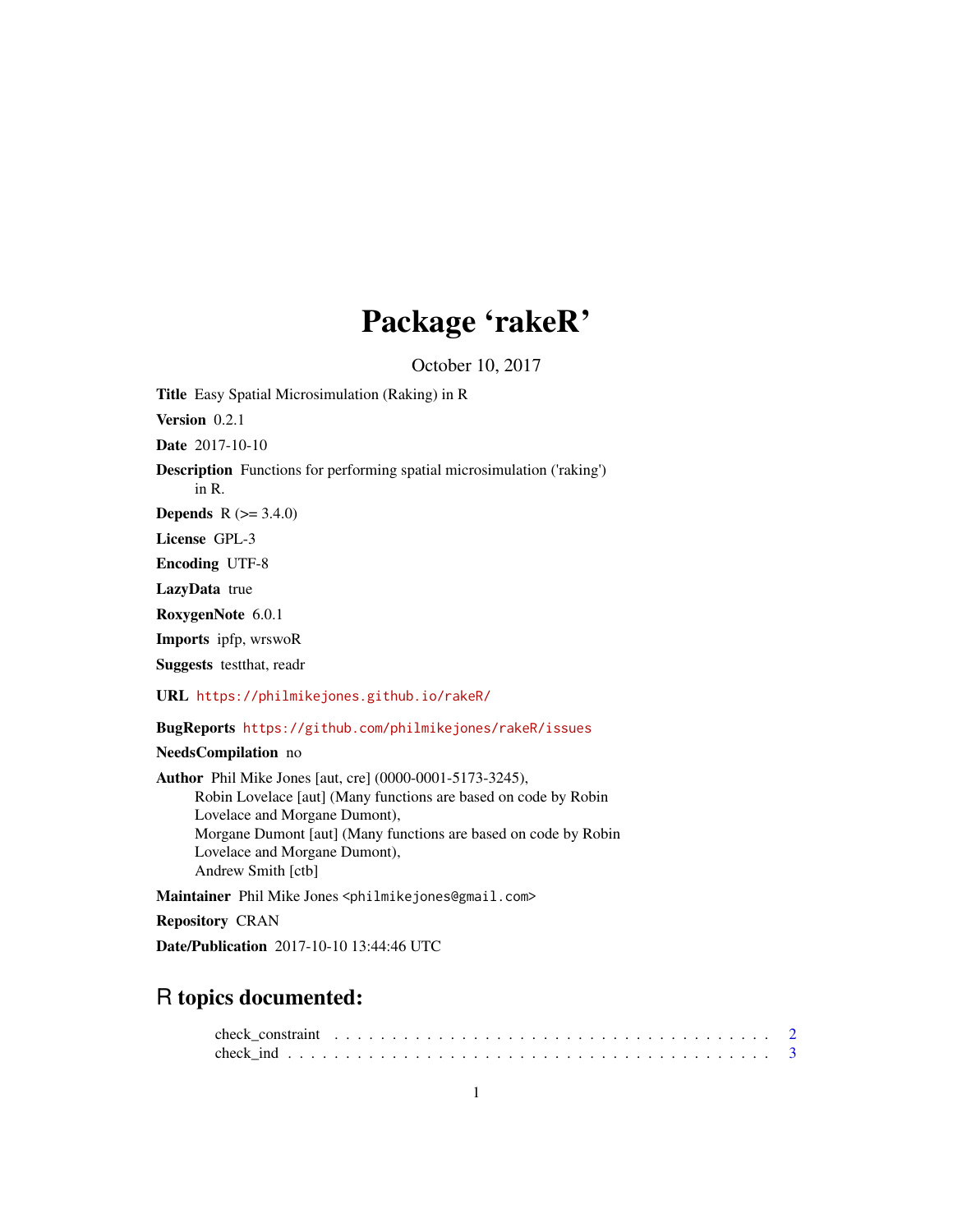# Package 'rakeR'

October 10, 2017

**Title** Easy Spatial Microsimulation (Raking) in R

**Version** 0.2.1

**Date** 2017-10-10

**Description** Functions for performing spatial microsimulation ('raking') in R.

**Depends** R (>= 3.4.0)

**License** GPL-3

**Encoding** UTF-8

**LazyData** true

**RoxygenNote** 6.0.1

**Imports** ipfp, wrswoR

**Suggests** testthat, readr

**URL** https://philmikejones.github.io/rakeR/

**BugReports** https://github.com/philmikejones/rakeR/issues

**NeedsCompilation** no

**Author** Phil Mike Jones [aut, cre] (0000-0001-5173-3245),
Robin Lovelace [aut] (Many functions are based on code by Robin Lovelace and Morgane Dumont),
Morgane Dumont [aut] (Many functions are based on code by Robin Lovelace and Morgane Dumont),
Andrew Smith [ctb]

**Maintainer** Phil Mike Jones <philmikejones@gmail.com>

**Repository** CRAN

**Date/Publication** 2017-10-10 13:44:46 UTC

## R topics documented:

check_constraint . . . . . . . . . . . . . . . . . . . . . . . . . . . . . . . . . . . . . . 2
check_ind . . . . . . . . . . . . . . . . . . . . . . . . . . . . . . . . . . . . . . . . . . . 3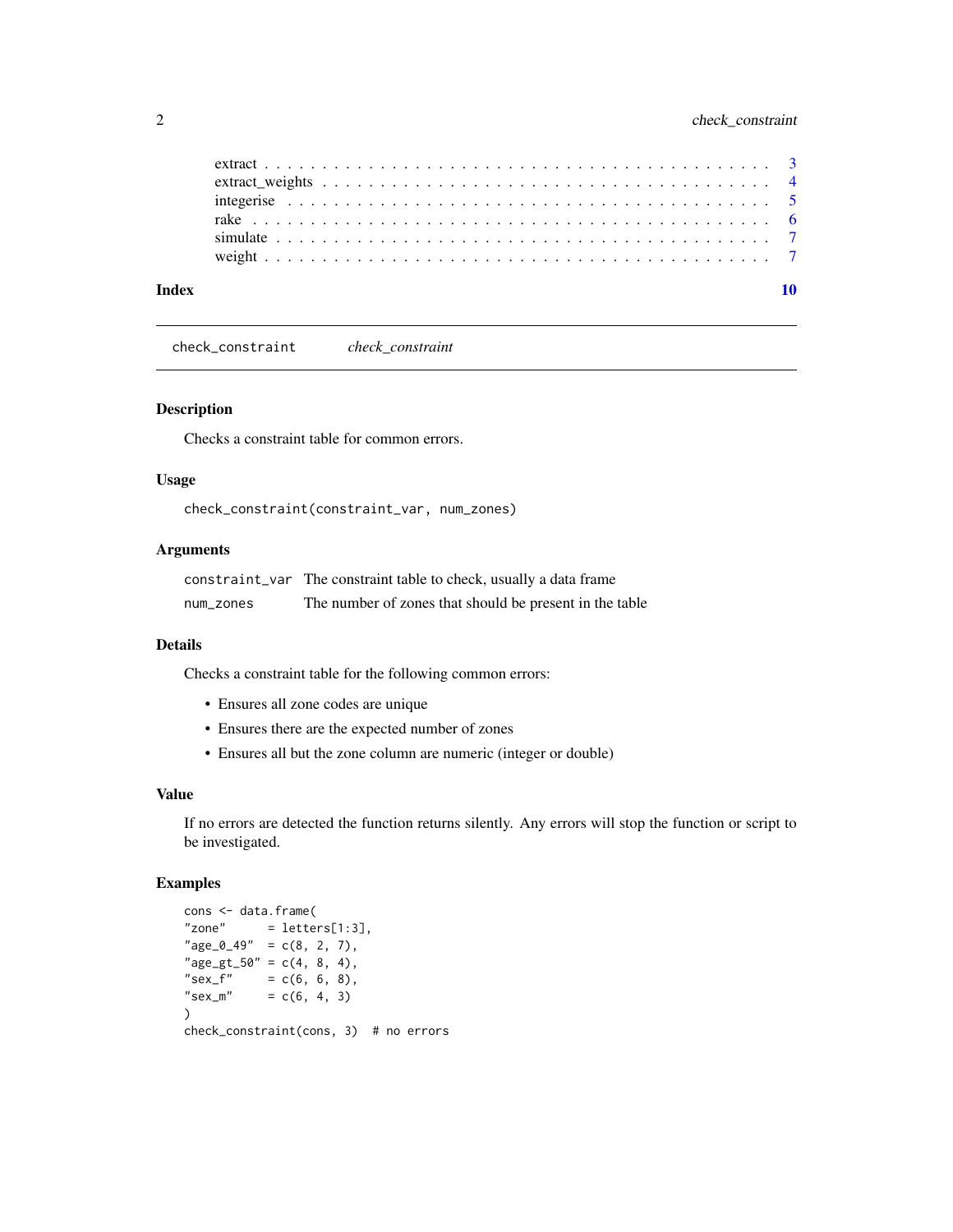- extract . . . . . . . . . . . . . . . . . . . . . . . . . . . . . . . . . . . . . . . . . . 3
- extract_weights . . . . . . . . . . . . . . . . . . . . . . . . . . . . . . . . . . . . . 4
- integerise . . . . . . . . . . . . . . . . . . . . . . . . . . . . . . . . . . . . . . . . . 5
- rake . . . . . . . . . . . . . . . . . . . . . . . . . . . . . . . . . . . . . . . . . . . . 6
- simulate . . . . . . . . . . . . . . . . . . . . . . . . . . . . . . . . . . . . . . . . . . 7
- weight . . . . . . . . . . . . . . . . . . . . . . . . . . . . . . . . . . . . . . . . . . . 7

**Index** 10

---

## check_constraint *check_constraint*

---

### Description

Checks a constraint table for common errors.

### Usage

```
check_constraint(constraint_var, num_zones)
```

### Arguments

| | |
|---|---|
| `constraint_var` | The constraint table to check, usually a data frame |
| `num_zones` | The number of zones that should be present in the table |

### Details

Checks a constraint table for the following common errors:

- Ensures all zone codes are unique
- Ensures there are the expected number of zones
- Ensures all but the zone column are numeric (integer or double)

### Value

If no errors are detected the function returns silently. Any errors will stop the function or script to be investigated.

### Examples

```
cons <- data.frame(
"zone"      = letters[1:3],
"age_0_49"  = c(8, 2, 7),
"age_gt_50" = c(4, 8, 4),
"sex_f"     = c(6, 6, 8),
"sex_m"     = c(6, 4, 3)
)
check_constraint(cons, 3)  # no errors
```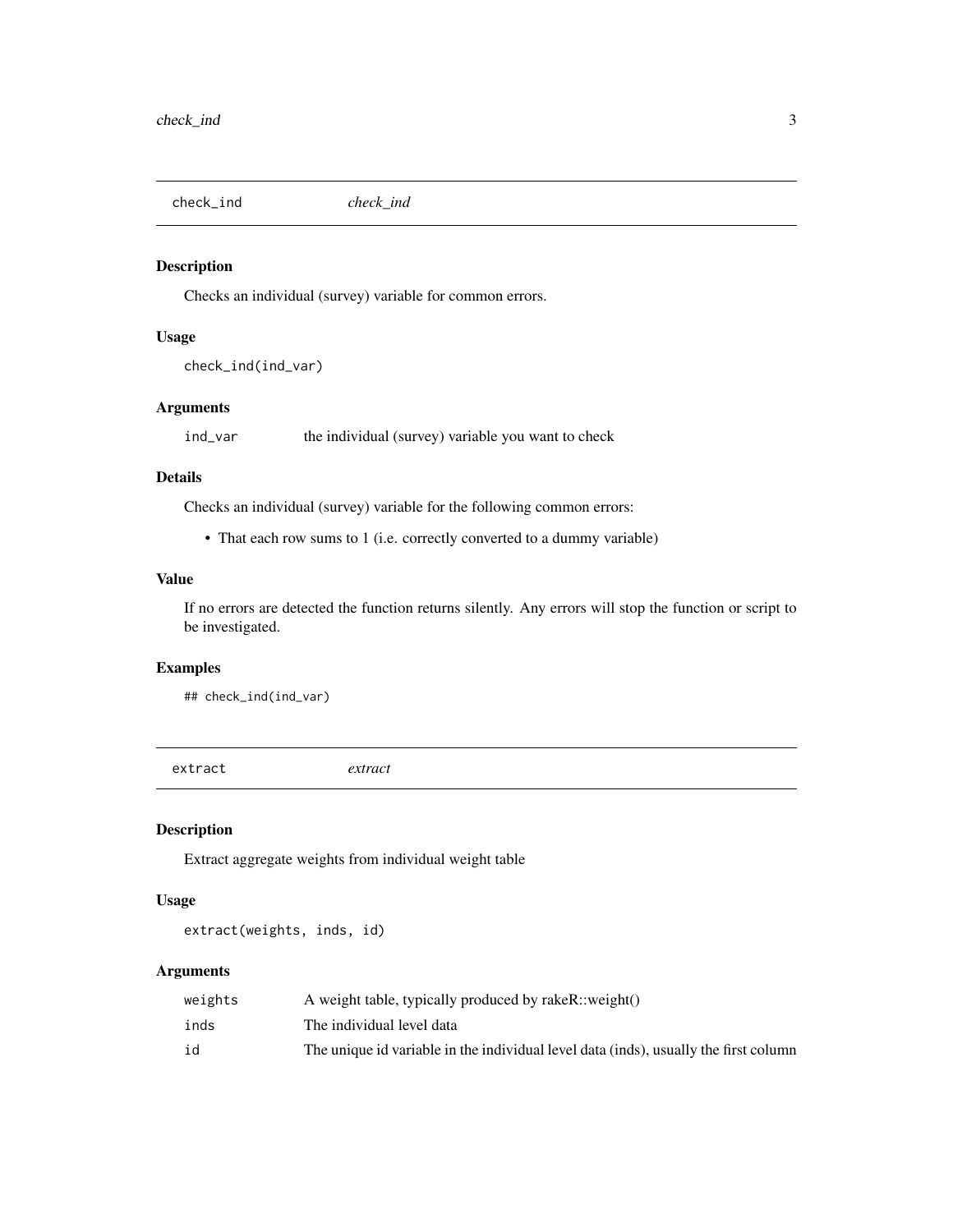## check_ind *check_ind*

### Description

Checks an individual (survey) variable for common errors.

### Usage

```
check_ind(ind_var)
```

### Arguments

| | |
|---|---|
| ind_var | the individual (survey) variable you want to check |

### Details

Checks an individual (survey) variable for the following common errors:

- That each row sums to 1 (i.e. correctly converted to a dummy variable)

### Value

If no errors are detected the function returns silently. Any errors will stop the function or script to be investigated.

### Examples

```
## check_ind(ind_var)
```

## extract *extract*

### Description

Extract aggregate weights from individual weight table

### Usage

```
extract(weights, inds, id)
```

### Arguments

| | |
|---|---|
| weights | A weight table, typically produced by rakeR::weight() |
| inds | The individual level data |
| id | The unique id variable in the individual level data (inds), usually the first column |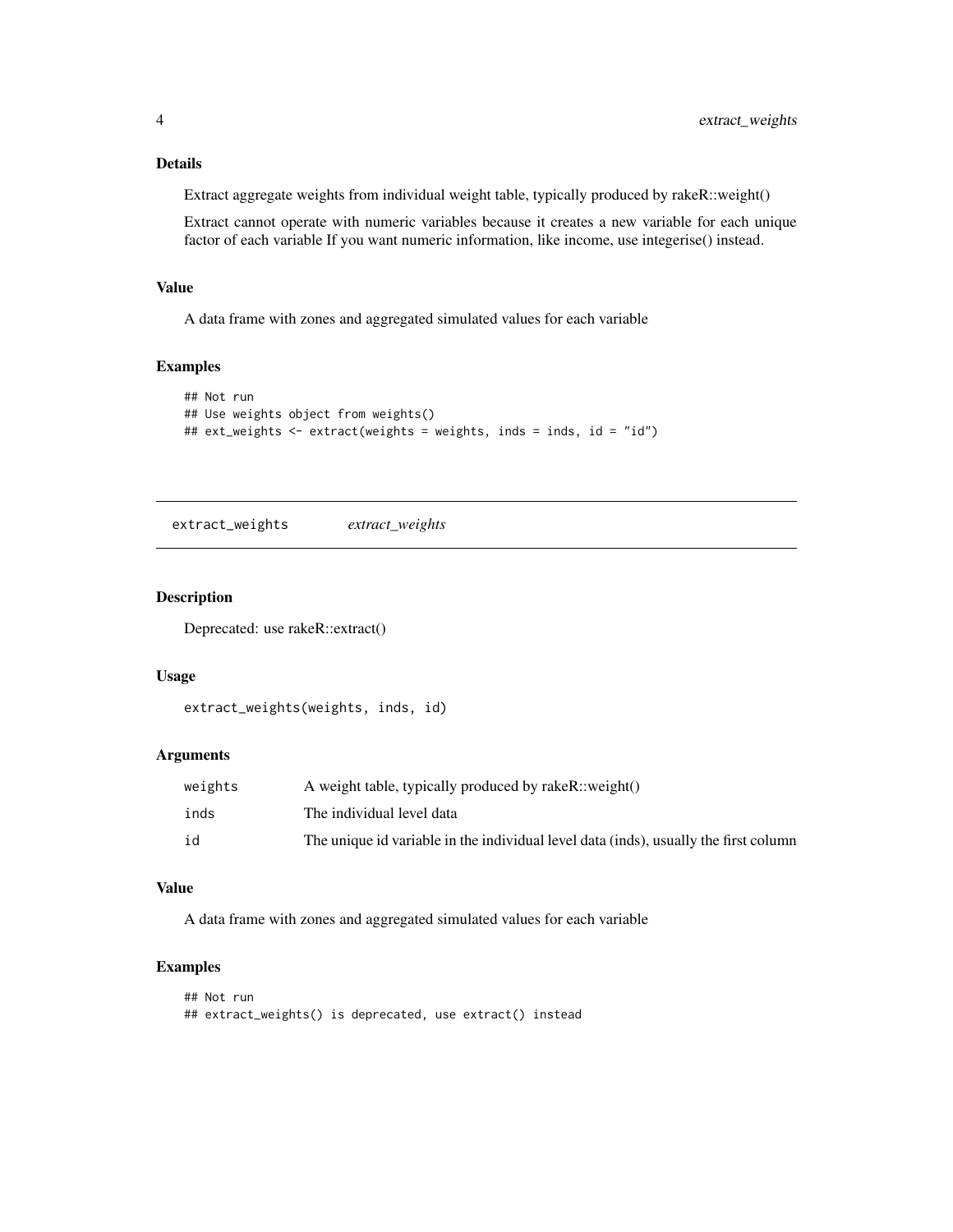### Details

Extract aggregate weights from individual weight table, typically produced by rakeR::weight()

Extract cannot operate with numeric variables because it creates a new variable for each unique factor of each variable If you want numeric information, like income, use integerise() instead.

### Value

A data frame with zones and aggregated simulated values for each variable

### Examples

```
## Not run
## Use weights object from weights()
## ext_weights <- extract(weights = weights, inds = inds, id = "id")
```

---

## extract_weights *extract_weights*

---

### Description

Deprecated: use rakeR::extract()

### Usage

```
extract_weights(weights, inds, id)
```

### Arguments

| | |
|---|---|
| weights | A weight table, typically produced by rakeR::weight() |
| inds | The individual level data |
| id | The unique id variable in the individual level data (inds), usually the first column |

### Value

A data frame with zones and aggregated simulated values for each variable

### Examples

```
## Not run
## extract_weights() is deprecated, use extract() instead
```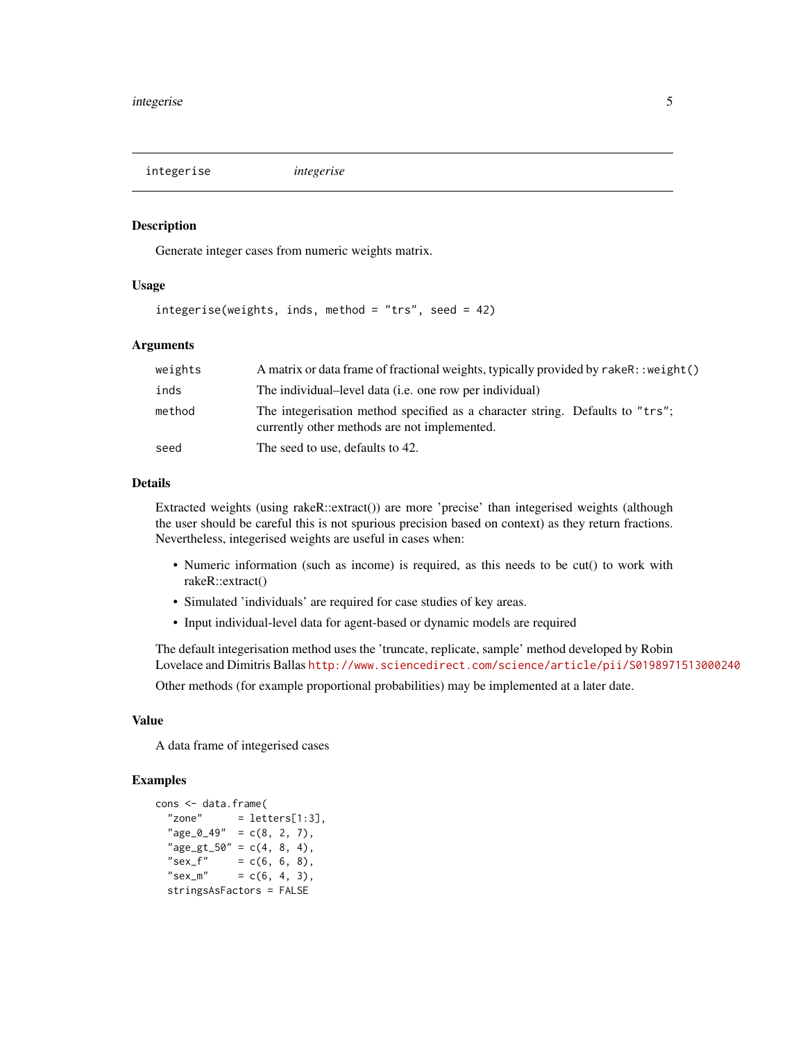| integerise | *integerise* |
|---|---|

### Description

Generate integer cases from numeric weights matrix.

### Usage

```
integerise(weights, inds, method = "trs", seed = 42)
```

### Arguments

| | |
|---|---|
| weights | A matrix or data frame of fractional weights, typically provided by `rakeR::weight()` |
| inds | The individual–level data (i.e. one row per individual) |
| method | The integerisation method specified as a character string. Defaults to `"trs"`; currently other methods are not implemented. |
| seed | The seed to use, defaults to 42. |

### Details

Extracted weights (using rakeR::extract()) are more 'precise' than integerised weights (although the user should be careful this is not spurious precision based on context) as they return fractions. Nevertheless, integerised weights are useful in cases when:

- Numeric information (such as income) is required, as this needs to be cut() to work with rakeR::extract()
- Simulated 'individuals' are required for case studies of key areas.
- Input individual-level data for agent-based or dynamic models are required

The default integerisation method uses the 'truncate, replicate, sample' method developed by Robin Lovelace and Dimitris Ballas http://www.sciencedirect.com/science/article/pii/S0198971513000240

Other methods (for example proportional probabilities) may be implemented at a later date.

### Value

A data frame of integerised cases

### Examples

```
cons <- data.frame(
  "zone"      = letters[1:3],
  "age_0_49"  = c(8, 2, 7),
  "age_gt_50" = c(4, 8, 4),
  "sex_f"     = c(6, 6, 8),
  "sex_m"     = c(6, 4, 3),
  stringsAsFactors = FALSE
```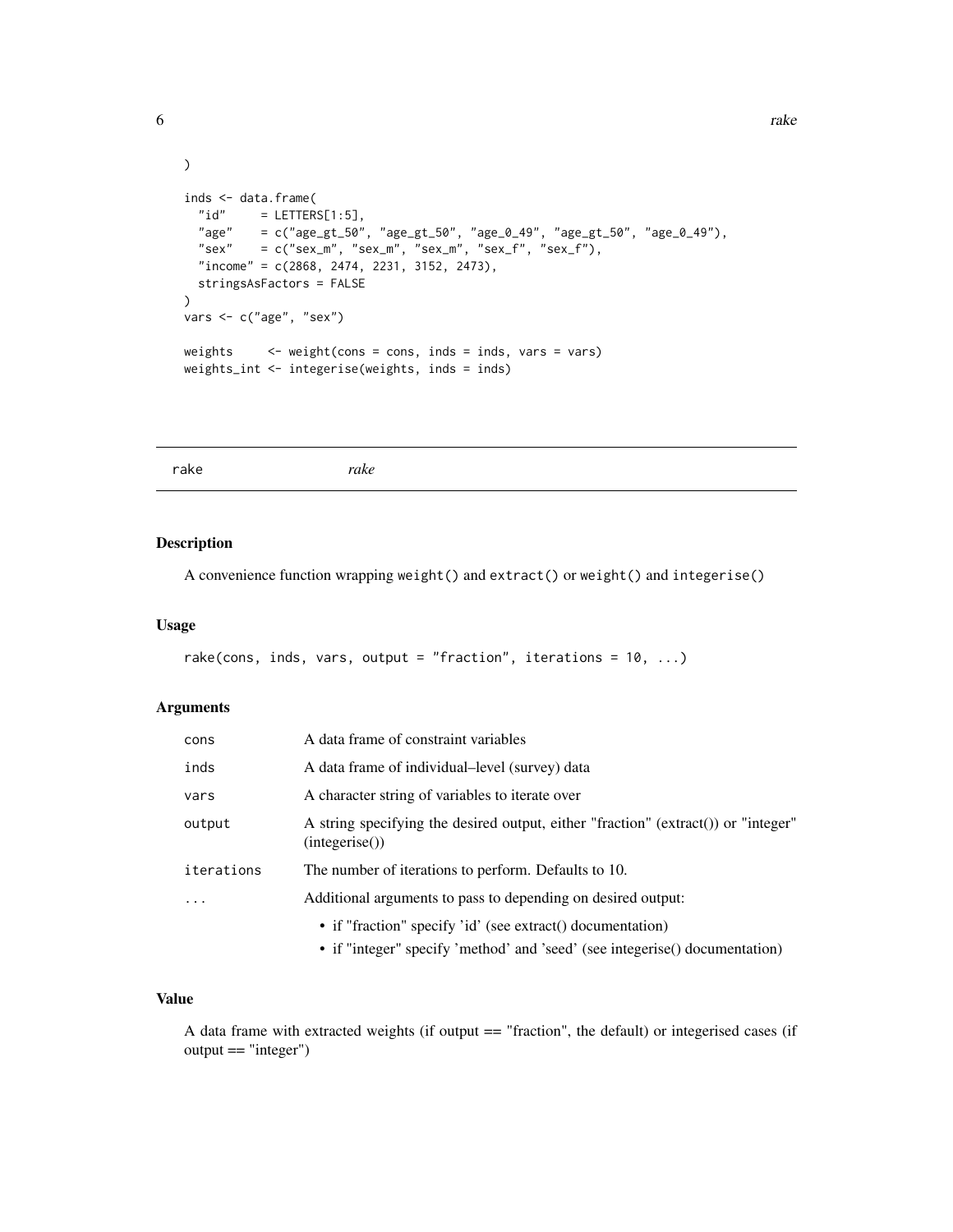```
)

inds <- data.frame(
  "id"     = LETTERS[1:5],
  "age"    = c("age_gt_50", "age_gt_50", "age_0_49", "age_gt_50", "age_0_49"),
  "sex"    = c("sex_m", "sex_m", "sex_m", "sex_f", "sex_f"),
  "income" = c(2868, 2474, 2231, 3152, 2473),
  stringsAsFactors = FALSE
)
vars <- c("age", "sex")

weights     <- weight(cons = cons, inds = inds, vars = vars)
weights_int <- integerise(weights, inds = inds)
```

## rake — *rake*

### Description

A convenience function wrapping weight() and extract() or weight() and integerise()

### Usage

```
rake(cons, inds, vars, output = "fraction", iterations = 10, ...)
```

### Arguments

| Argument | Description |
|---|---|
| cons | A data frame of constraint variables |
| inds | A data frame of individual–level (survey) data |
| vars | A character string of variables to iterate over |
| output | A string specifying the desired output, either "fraction" (extract()) or "integer" (integerise()) |
| iterations | The number of iterations to perform. Defaults to 10. |
| ... | Additional arguments to pass to depending on desired output:<br>• if "fraction" specify 'id' (see extract() documentation)<br>• if "integer" specify 'method' and 'seed' (see integerise() documentation) |

### Value

A data frame with extracted weights (if output == "fraction", the default) or integerised cases (if output == "integer")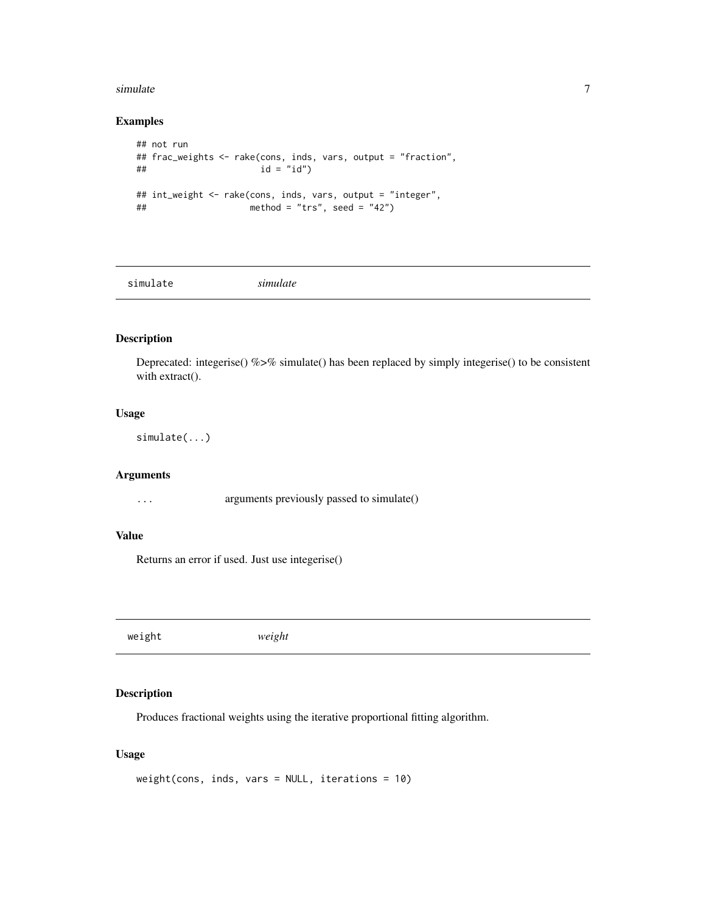### Examples

```
## not run
## frac_weights <- rake(cons, inds, vars, output = "fraction",
##                      id = "id")

## int_weight <- rake(cons, inds, vars, output = "integer",
##                    method = "trs", seed = "42")
```

---

## simulate *simulate*

---

### Description

Deprecated: integerise() %>% simulate() has been replaced by simply integerise() to be consistent with extract().

### Usage

```
simulate(...)
```

### Arguments

| | |
|---|---|
| ... | arguments previously passed to simulate() |

### Value

Returns an error if used. Just use integerise()

---

## weight *weight*

---

### Description

Produces fractional weights using the iterative proportional fitting algorithm.

### Usage

```
weight(cons, inds, vars = NULL, iterations = 10)
```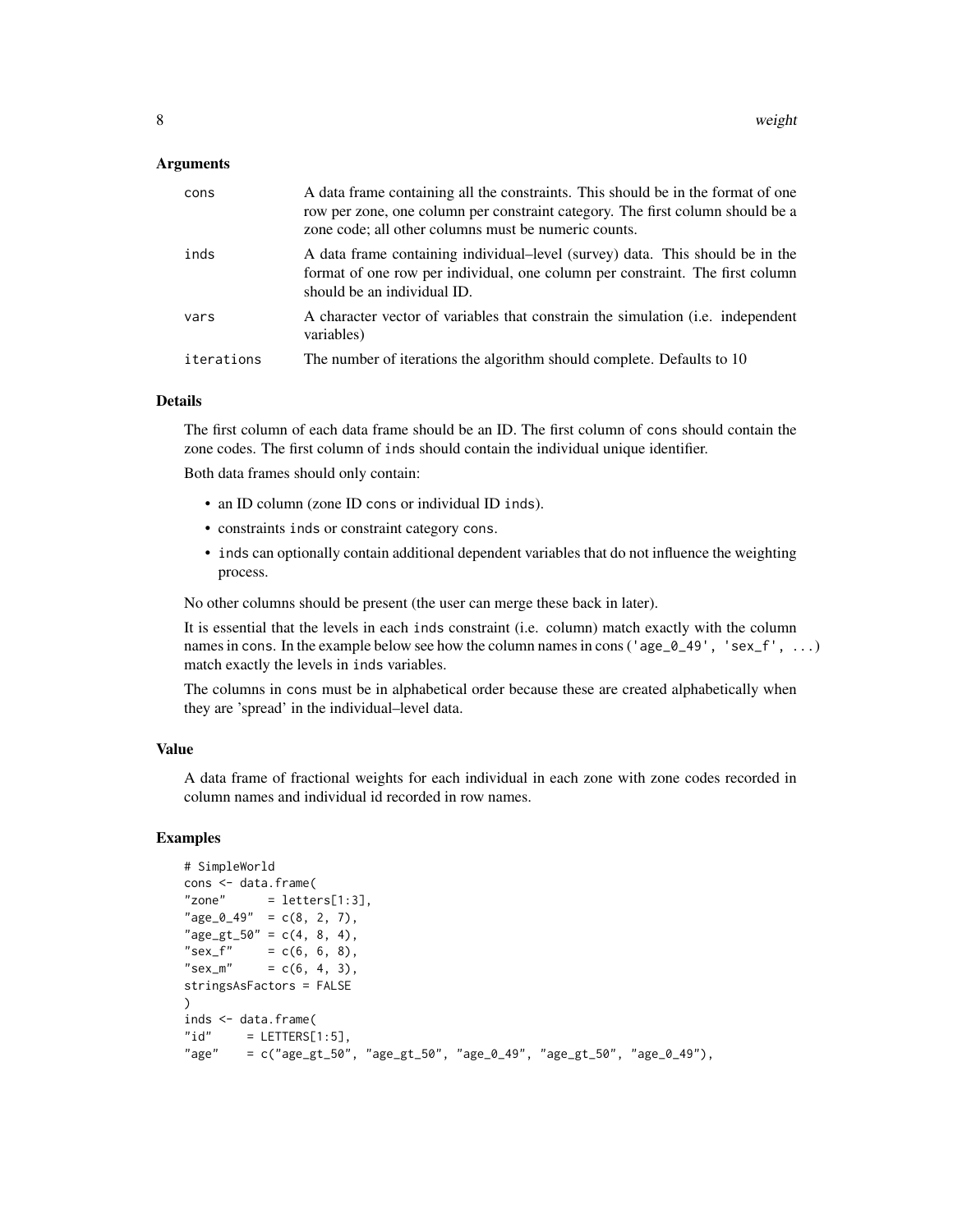### Arguments

| | |
|---|---|
| `cons` | A data frame containing all the constraints. This should be in the format of one row per zone, one column per constraint category. The first column should be a zone code; all other columns must be numeric counts. |
| `inds` | A data frame containing individual–level (survey) data. This should be in the format of one row per individual, one column per constraint. The first column should be an individual ID. |
| `vars` | A character vector of variables that constrain the simulation (i.e. independent variables) |
| `iterations` | The number of iterations the algorithm should complete. Defaults to 10 |

### Details

The first column of each data frame should be an ID. The first column of `cons` should contain the zone codes. The first column of `inds` should contain the individual unique identifier.

Both data frames should only contain:

- an ID column (zone ID `cons` or individual ID `inds`).
- constraints `inds` or constraint category `cons`.
- `inds` can optionally contain additional dependent variables that do not influence the weighting process.

No other columns should be present (the user can merge these back in later).

It is essential that the levels in each `inds` constraint (i.e. column) match exactly with the column names in `cons`. In the example below see how the column names in cons (`'age_0_49', 'sex_f', ...`) match exactly the levels in `inds` variables.

The columns in `cons` must be in alphabetical order because these are created alphabetically when they are 'spread' in the individual–level data.

### Value

A data frame of fractional weights for each individual in each zone with zone codes recorded in column names and individual id recorded in row names.

### Examples

```
# SimpleWorld
cons <- data.frame(
"zone"      = letters[1:3],
"age_0_49"  = c(8, 2, 7),
"age_gt_50" = c(4, 8, 4),
"sex_f"     = c(6, 6, 8),
"sex_m"     = c(6, 4, 3),
stringsAsFactors = FALSE
)
inds <- data.frame(
"id"     = LETTERS[1:5],
"age"    = c("age_gt_50", "age_gt_50", "age_0_49", "age_gt_50", "age_0_49"),
```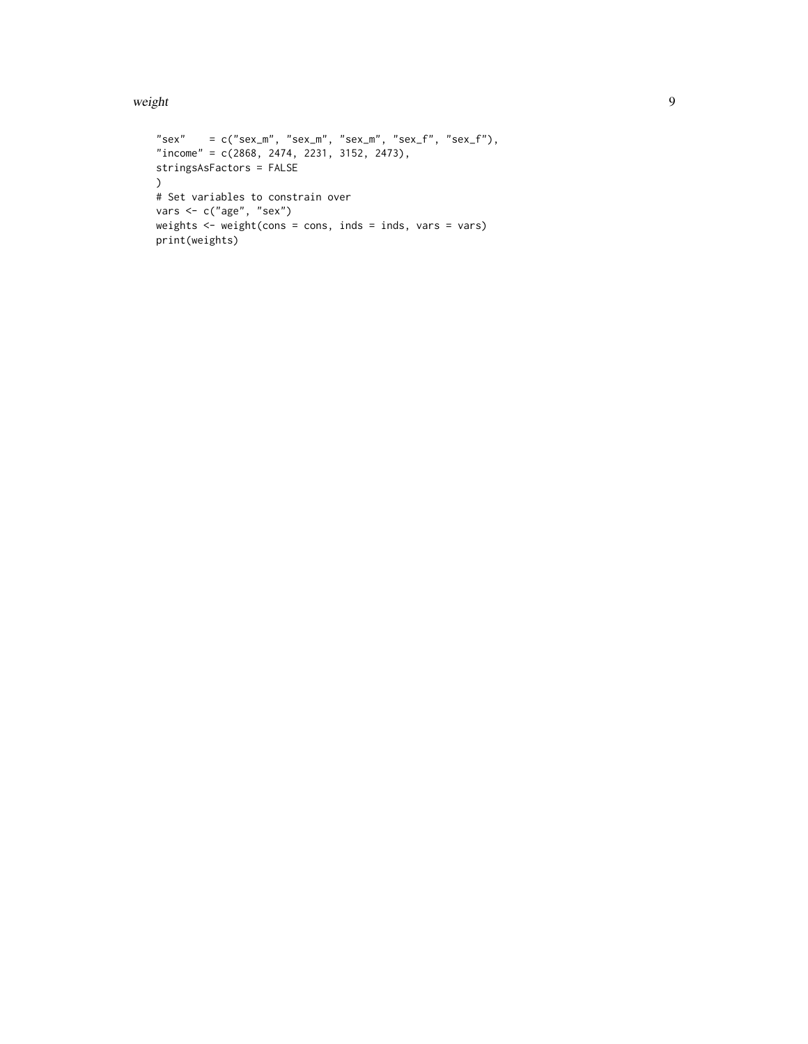```
"sex"    = c("sex_m", "sex_m", "sex_m", "sex_f", "sex_f"),
"income" = c(2868, 2474, 2231, 3152, 2473),
stringsAsFactors = FALSE
)
# Set variables to constrain over
vars <- c("age", "sex")
weights <- weight(cons = cons, inds = inds, vars = vars)
print(weights)
```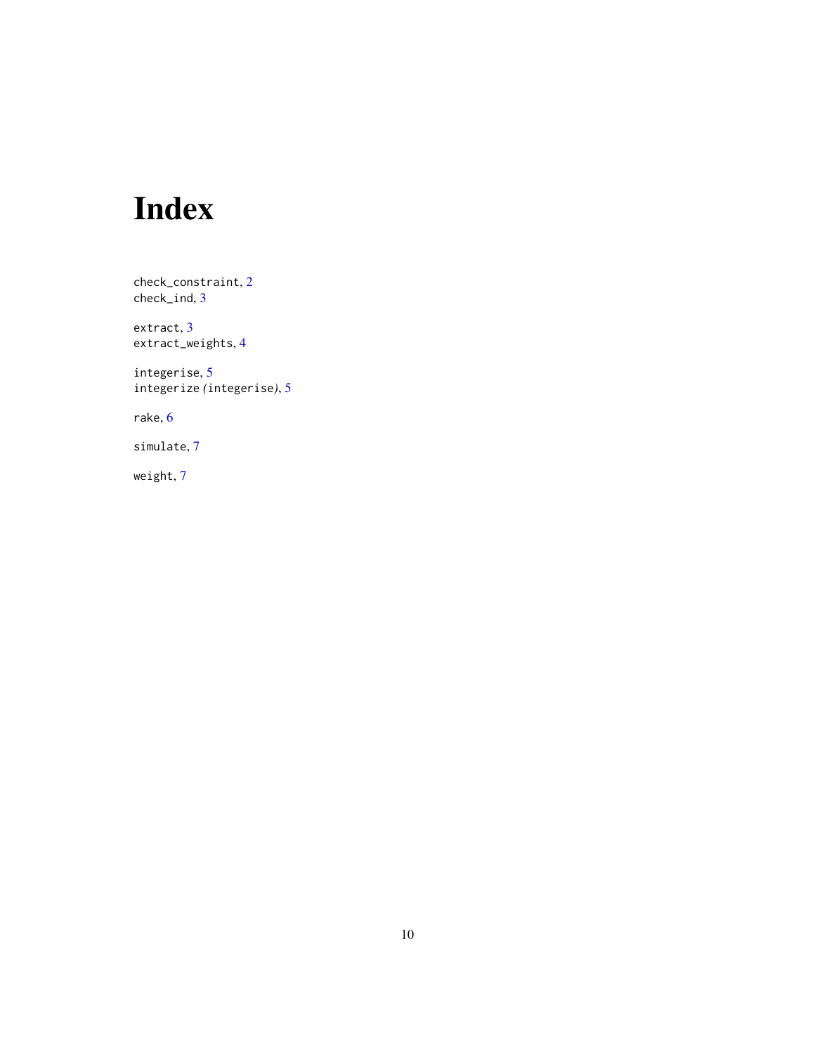# Index

check_constraint, 2
check_ind, 3

extract, 3
extract_weights, 4

integerise, 5
integerize (integerise), 5

rake, 6

simulate, 7

weight, 7